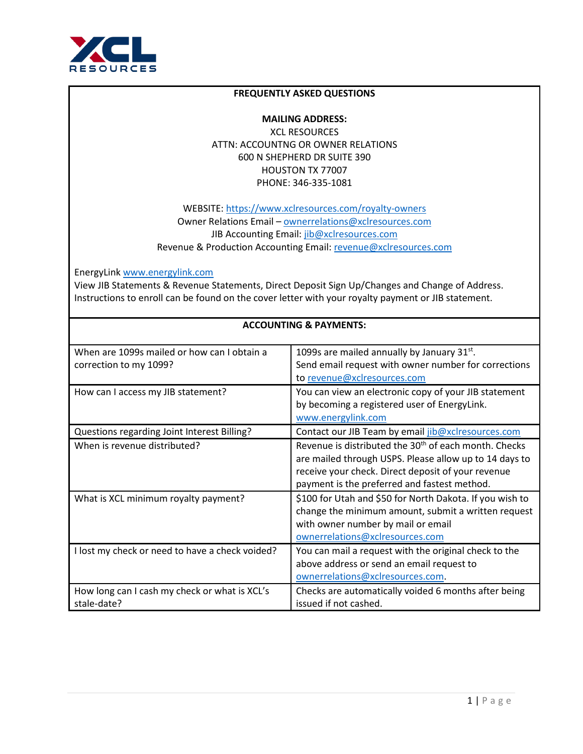# FREQUENTLY ASKED QUESTIONS

**MAILING ADDRESS:**

XCL RESOURCES
ATTN: ACCOUNTNG OR OWNER RELATIONS
600 N SHEPHERD DR SUITE 390
HOUSTON TX 77007
PHONE: 346-335-1081

WEBSITE: https://www.xclresources.com/royalty-owners
Owner Relations Email – ownerrelations@xclresources.com
JIB Accounting Email: jib@xclresources.com
Revenue & Production Accounting Email: revenue@xclresources.com

EnergyLink www.energylink.com
View JIB Statements & Revenue Statements, Direct Deposit Sign Up/Changes and Change of Address. Instructions to enroll can be found on the cover letter with your royalty payment or JIB statement.

## ACCOUNTING & PAYMENTS:

| Question | Answer |
|---|---|
| When are 1099s mailed or how can I obtain a correction to my 1099? | 1099s are mailed annually by January 31st. Send email request with owner number for corrections to revenue@xclresources.com |
| How can I access my JIB statement? | You can view an electronic copy of your JIB statement by becoming a registered user of EnergyLink. www.energylink.com |
| Questions regarding Joint Interest Billing? | Contact our JIB Team by email jib@xclresources.com |
| When is revenue distributed? | Revenue is distributed the 30th of each month. Checks are mailed through USPS. Please allow up to 14 days to receive your check. Direct deposit of your revenue payment is the preferred and fastest method. |
| What is XCL minimum royalty payment? | $100 for Utah and $50 for North Dakota. If you wish to change the minimum amount, submit a written request with owner number by mail or email ownerrelations@xclresources.com |
| I lost my check or need to have a check voided? | You can mail a request with the original check to the above address or send an email request to ownerrelations@xclresources.com. |
| How long can I cash my check or what is XCL's stale-date? | Checks are automatically voided 6 months after being issued if not cashed. |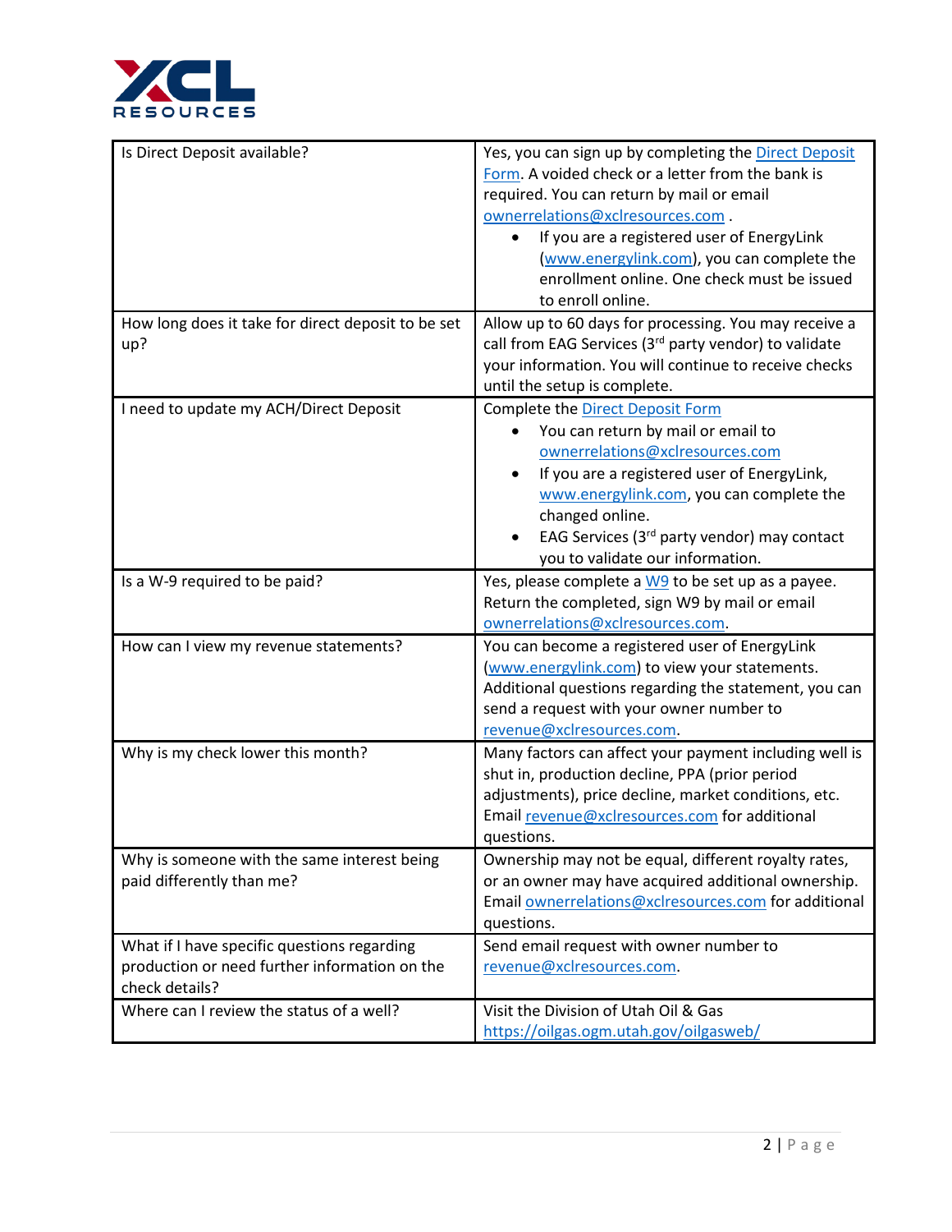| Is Direct Deposit available? | Yes, you can sign up by completing the Direct Deposit Form. A voided check or a letter from the bank is required. You can return by mail or email ownerrelations@xclresources.com . <br>• If you are a registered user of EnergyLink (www.energylink.com), you can complete the enrollment online. One check must be issued to enroll online. |
|---|---|
| How long does it take for direct deposit to be set up? | Allow up to 60 days for processing. You may receive a call from EAG Services (3rd party vendor) to validate your information. You will continue to receive checks until the setup is complete. |
| I need to update my ACH/Direct Deposit | Complete the Direct Deposit Form <br>• You can return by mail or email to ownerrelations@xclresources.com <br>• If you are a registered user of EnergyLink, www.energylink.com, you can complete the changed online. <br>• EAG Services (3rd party vendor) may contact you to validate our information. |
| Is a W-9 required to be paid? | Yes, please complete a W9 to be set up as a payee. Return the completed, sign W9 by mail or email ownerrelations@xclresources.com. |
| How can I view my revenue statements? | You can become a registered user of EnergyLink (www.energylink.com) to view your statements. Additional questions regarding the statement, you can send a request with your owner number to revenue@xclresources.com. |
| Why is my check lower this month? | Many factors can affect your payment including well is shut in, production decline, PPA (prior period adjustments), price decline, market conditions, etc. Email revenue@xclresources.com for additional questions. |
| Why is someone with the same interest being paid differently than me? | Ownership may not be equal, different royalty rates, or an owner may have acquired additional ownership. Email ownerrelations@xclresources.com for additional questions. |
| What if I have specific questions regarding production or need further information on the check details? | Send email request with owner number to revenue@xclresources.com. |
| Where can I review the status of a well? | Visit the Division of Utah Oil & Gas https://oilgas.ogm.utah.gov/oilgasweb/ |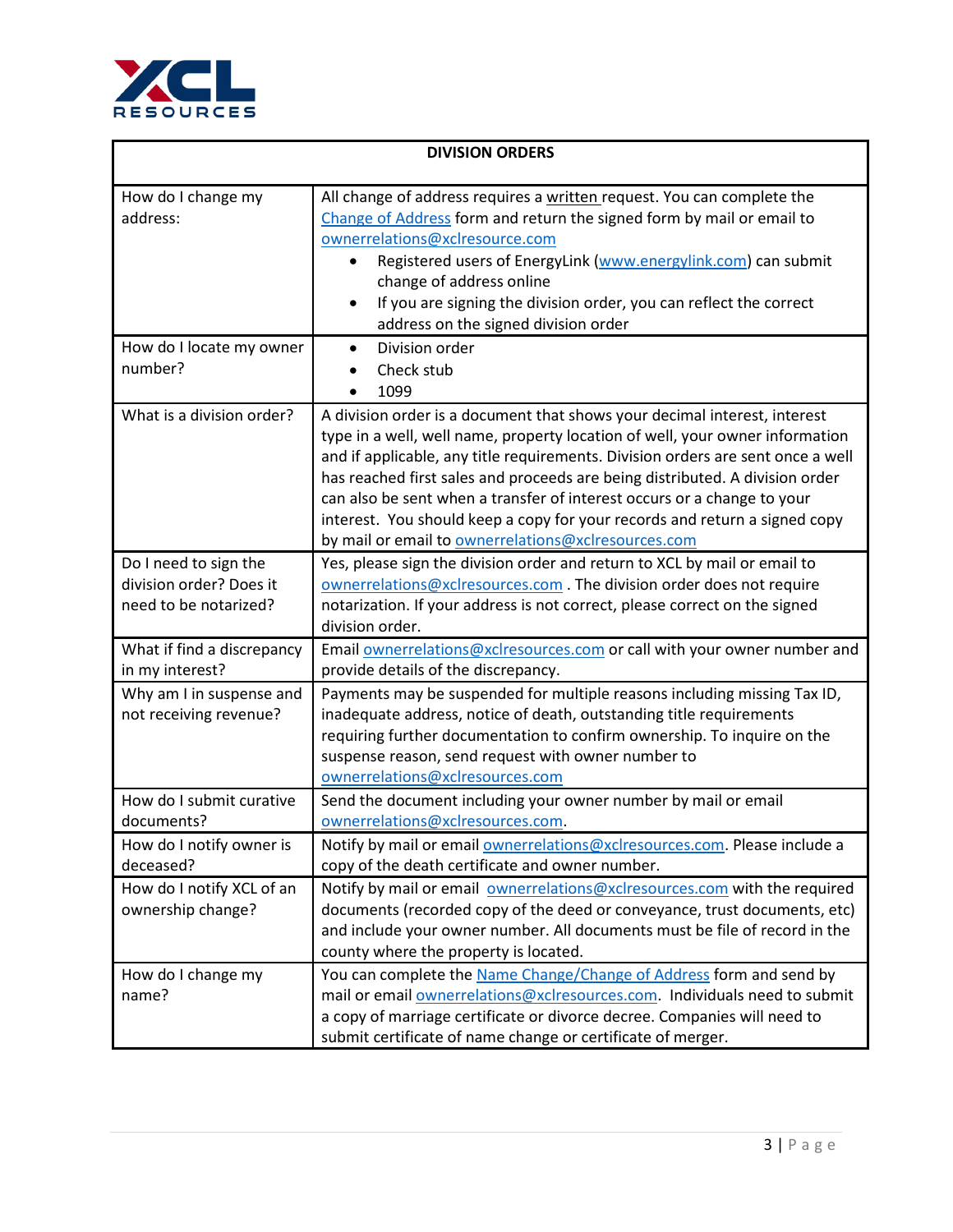| DIVISION ORDERS | |
|---|---|
| How do I change my address: | All change of address requires a written request. You can complete the Change of Address form and return the signed form by mail or email to ownerrelations@xclresource.com<br>• Registered users of EnergyLink (www.energylink.com) can submit change of address online<br>• If you are signing the division order, you can reflect the correct address on the signed division order |
| How do I locate my owner number? | • Division order<br>• Check stub<br>• 1099 |
| What is a division order? | A division order is a document that shows your decimal interest, interest type in a well, well name, property location of well, your owner information and if applicable, any title requirements. Division orders are sent once a well has reached first sales and proceeds are being distributed. A division order can also be sent when a transfer of interest occurs or a change to your interest. You should keep a copy for your records and return a signed copy by mail or email to ownerrelations@xclresources.com |
| Do I need to sign the division order? Does it need to be notarized? | Yes, please sign the division order and return to XCL by mail or email to ownerrelations@xclresources.com . The division order does not require notarization. If your address is not correct, please correct on the signed division order. |
| What if find a discrepancy in my interest? | Email ownerrelations@xclresources.com or call with your owner number and provide details of the discrepancy. |
| Why am I in suspense and not receiving revenue? | Payments may be suspended for multiple reasons including missing Tax ID, inadequate address, notice of death, outstanding title requirements requiring further documentation to confirm ownership. To inquire on the suspense reason, send request with owner number to ownerrelations@xclresources.com |
| How do I submit curative documents? | Send the document including your owner number by mail or email ownerrelations@xclresources.com. |
| How do I notify owner is deceased? | Notify by mail or email ownerrelations@xclresources.com. Please include a copy of the death certificate and owner number. |
| How do I notify XCL of an ownership change? | Notify by mail or email ownerrelations@xclresources.com with the required documents (recorded copy of the deed or conveyance, trust documents, etc) and include your owner number. All documents must be file of record in the county where the property is located. |
| How do I change my name? | You can complete the Name Change/Change of Address form and send by mail or email ownerrelations@xclresources.com. Individuals need to submit a copy of marriage certificate or divorce decree. Companies will need to submit certificate of name change or certificate of merger. |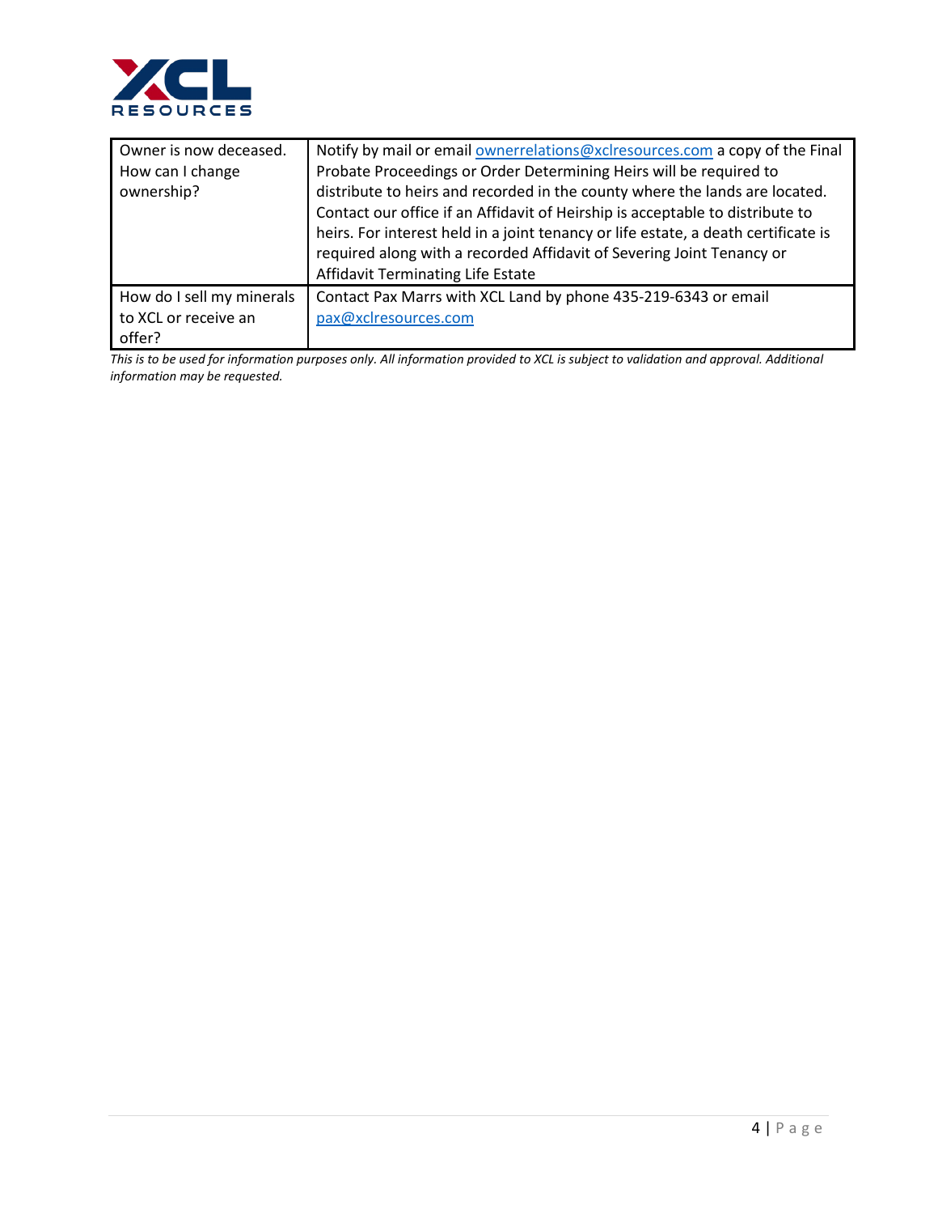| | |
|---|---|
| Owner is now deceased. How can I change ownership? | Notify by mail or email ownerrelations@xclresources.com a copy of the Final Probate Proceedings or Order Determining Heirs will be required to distribute to heirs and recorded in the county where the lands are located. Contact our office if an Affidavit of Heirship is acceptable to distribute to heirs. For interest held in a joint tenancy or life estate, a death certificate is required along with a recorded Affidavit of Severing Joint Tenancy or Affidavit Terminating Life Estate |
| How do I sell my minerals to XCL or receive an offer? | Contact Pax Marrs with XCL Land by phone 435-219-6343 or email pax@xclresources.com |

*This is to be used for information purposes only. All information provided to XCL is subject to validation and approval. Additional information may be requested.*